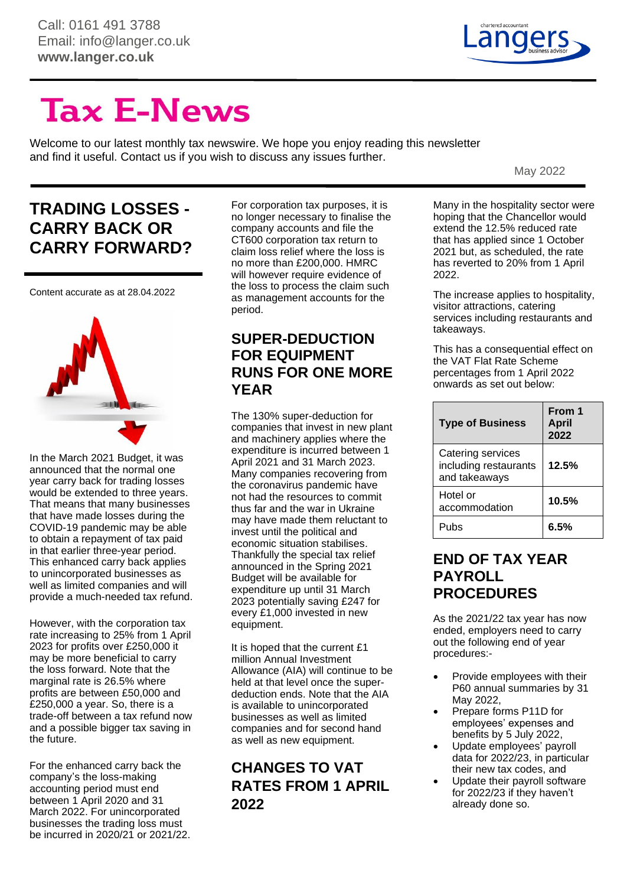Call: 0161 491 3788
Email: info@langer.co.uk
**www.langer.co.uk**

# Tax E-News

Welcome to our latest monthly tax newswire. We hope you enjoy reading this newsletter and find it useful. Contact us if you wish to discuss any issues further.

May 2022

## TRADING LOSSES - CARRY BACK OR CARRY FORWARD?

Content accurate as at 28.04.2022

In the March 2021 Budget, it was announced that the normal one year carry back for trading losses would be extended to three years. That means that many businesses that have made losses during the COVID-19 pandemic may be able to obtain a repayment of tax paid in that earlier three-year period. This enhanced carry back applies to unincorporated businesses as well as limited companies and will provide a much-needed tax refund.

However, with the corporation tax rate increasing to 25% from 1 April 2023 for profits over £250,000 it may be more beneficial to carry the loss forward. Note that the marginal rate is 26.5% where profits are between £50,000 and £250,000 a year. So, there is a trade-off between a tax refund now and a possible bigger tax saving in the future.

For the enhanced carry back the company's the loss-making accounting period must end between 1 April 2020 and 31 March 2022. For unincorporated businesses the trading loss must be incurred in 2020/21 or 2021/22.

For corporation tax purposes, it is no longer necessary to finalise the company accounts and file the CT600 corporation tax return to claim loss relief where the loss is no more than £200,000. HMRC will however require evidence of the loss to process the claim such as management accounts for the period.

## SUPER-DEDUCTION FOR EQUIPMENT RUNS FOR ONE MORE YEAR

The 130% super-deduction for companies that invest in new plant and machinery applies where the expenditure is incurred between 1 April 2021 and 31 March 2023. Many companies recovering from the coronavirus pandemic have not had the resources to commit thus far and the war in Ukraine may have made them reluctant to invest until the political and economic situation stabilises. Thankfully the special tax relief announced in the Spring 2021 Budget will be available for expenditure up until 31 March 2023 potentially saving £247 for every £1,000 invested in new equipment.

It is hoped that the current £1 million Annual Investment Allowance (AIA) will continue to be held at that level once the super-deduction ends. Note that the AIA is available to unincorporated businesses as well as limited companies and for second hand as well as new equipment.

## CHANGES TO VAT RATES FROM 1 APRIL 2022

Many in the hospitality sector were hoping that the Chancellor would extend the 12.5% reduced rate that has applied since 1 October 2021 but, as scheduled, the rate has reverted to 20% from 1 April 2022.

The increase applies to hospitality, visitor attractions, catering services including restaurants and takeaways.

This has a consequential effect on the VAT Flat Rate Scheme percentages from 1 April 2022 onwards as set out below:

| Type of Business | From 1 April 2022 |
|---|---|
| Catering services including restaurants and takeaways | **12.5%** |
| Hotel or accommodation | **10.5%** |
| Pubs | **6.5%** |

## END OF TAX YEAR PAYROLL PROCEDURES

As the 2021/22 tax year has now ended, employers need to carry out the following end of year procedures:-

- Provide employees with their P60 annual summaries by 31 May 2022,
- Prepare forms P11D for employees' expenses and benefits by 5 July 2022,
- Update employees' payroll data for 2022/23, in particular their new tax codes, and
- Update their payroll software for 2022/23 if they haven't already done so.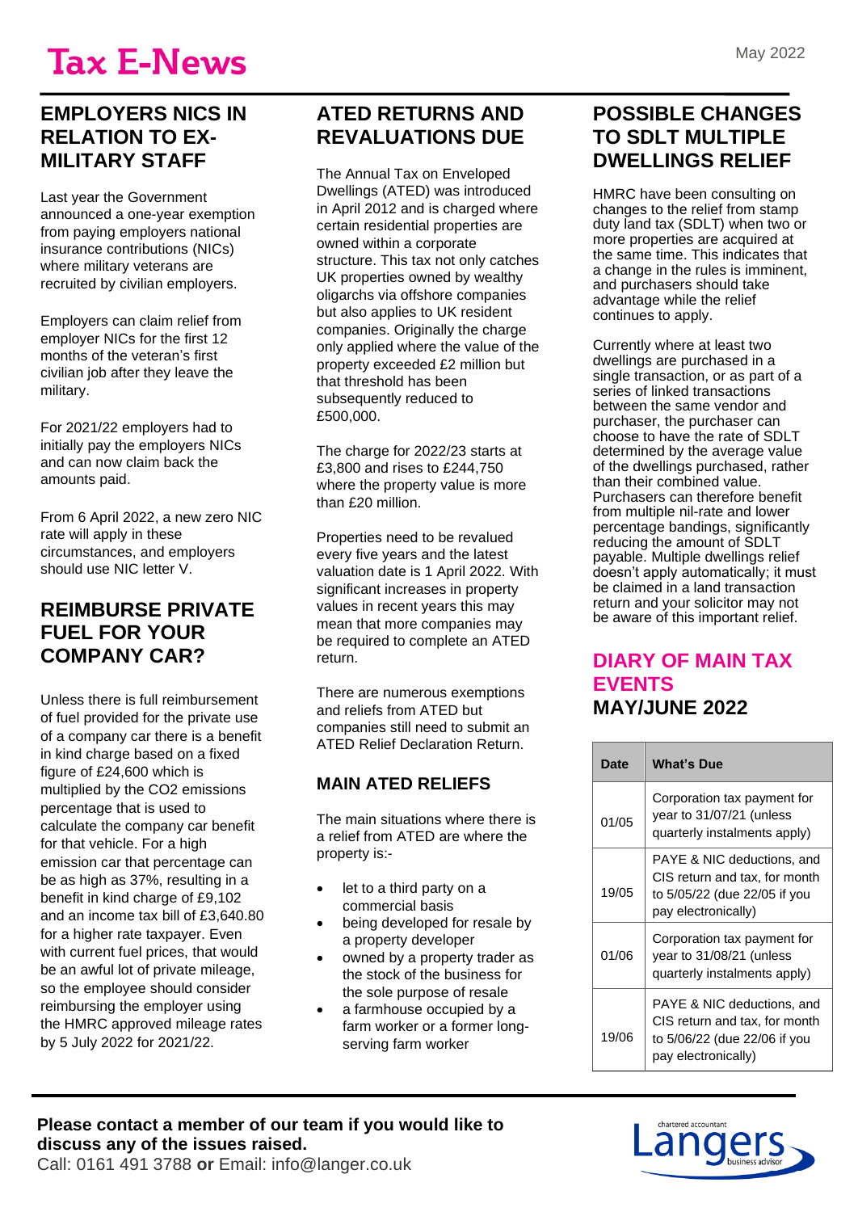# Tax E-News

May 2022

## EMPLOYERS NICS IN RELATION TO EX-MILITARY STAFF

Last year the Government announced a one-year exemption from paying employers national insurance contributions (NICs) where military veterans are recruited by civilian employers.

Employers can claim relief from employer NICs for the first 12 months of the veteran's first civilian job after they leave the military.

For 2021/22 employers had to initially pay the employers NICs and can now claim back the amounts paid.

From 6 April 2022, a new zero NIC rate will apply in these circumstances, and employers should use NIC letter V.

## REIMBURSE PRIVATE FUEL FOR YOUR COMPANY CAR?

Unless there is full reimbursement of fuel provided for the private use of a company car there is a benefit in kind charge based on a fixed figure of £24,600 which is multiplied by the CO2 emissions percentage that is used to calculate the company car benefit for that vehicle. For a high emission car that percentage can be as high as 37%, resulting in a benefit in kind charge of £9,102 and an income tax bill of £3,640.80 for a higher rate taxpayer. Even with current fuel prices, that would be an awful lot of private mileage, so the employee should consider reimbursing the employer using the HMRC approved mileage rates by 5 July 2022 for 2021/22.

## ATED RETURNS AND REVALUATIONS DUE

The Annual Tax on Enveloped Dwellings (ATED) was introduced in April 2012 and is charged where certain residential properties are owned within a corporate structure. This tax not only catches UK properties owned by wealthy oligarchs via offshore companies but also applies to UK resident companies. Originally the charge only applied where the value of the property exceeded £2 million but that threshold has been subsequently reduced to £500,000.

The charge for 2022/23 starts at £3,800 and rises to £244,750 where the property value is more than £20 million.

Properties need to be revalued every five years and the latest valuation date is 1 April 2022. With significant increases in property values in recent years this may mean that more companies may be required to complete an ATED return.

There are numerous exemptions and reliefs from ATED but companies still need to submit an ATED Relief Declaration Return.

### MAIN ATED RELIEFS

The main situations where there is a relief from ATED are where the property is:-

- let to a third party on a commercial basis
- being developed for resale by a property developer
- owned by a property trader as the stock of the business for the sole purpose of resale
- a farmhouse occupied by a farm worker or a former long-serving farm worker

## POSSIBLE CHANGES TO SDLT MULTIPLE DWELLINGS RELIEF

HMRC have been consulting on changes to the relief from stamp duty land tax (SDLT) when two or more properties are acquired at the same time. This indicates that a change in the rules is imminent, and purchasers should take advantage while the relief continues to apply.

Currently where at least two dwellings are purchased in a single transaction, or as part of a series of linked transactions between the same vendor and purchaser, the purchaser can choose to have the rate of SDLT determined by the average value of the dwellings purchased, rather than their combined value. Purchasers can therefore benefit from multiple nil-rate and lower percentage bandings, significantly reducing the amount of SDLT payable. Multiple dwellings relief doesn't apply automatically; it must be claimed in a land transaction return and your solicitor may not be aware of this important relief.

## DIARY OF MAIN TAX EVENTS MAY/JUNE 2022

| Date | What's Due |
|---|---|
| 01/05 | Corporation tax payment for year to 31/07/21 (unless quarterly instalments apply) |
| 19/05 | PAYE & NIC deductions, and CIS return and tax, for month to 5/05/22 (due 22/05 if you pay electronically) |
| 01/06 | Corporation tax payment for year to 31/08/21 (unless quarterly instalments apply) |
| 19/06 | PAYE & NIC deductions, and CIS return and tax, for month to 5/06/22 (due 22/06 if you pay electronically) |

**Please contact a member of our team if you would like to discuss any of the issues raised.**

Call: 0161 491 3788 **or** Email: info@langer.co.uk

Langers chartered accountant business advisor